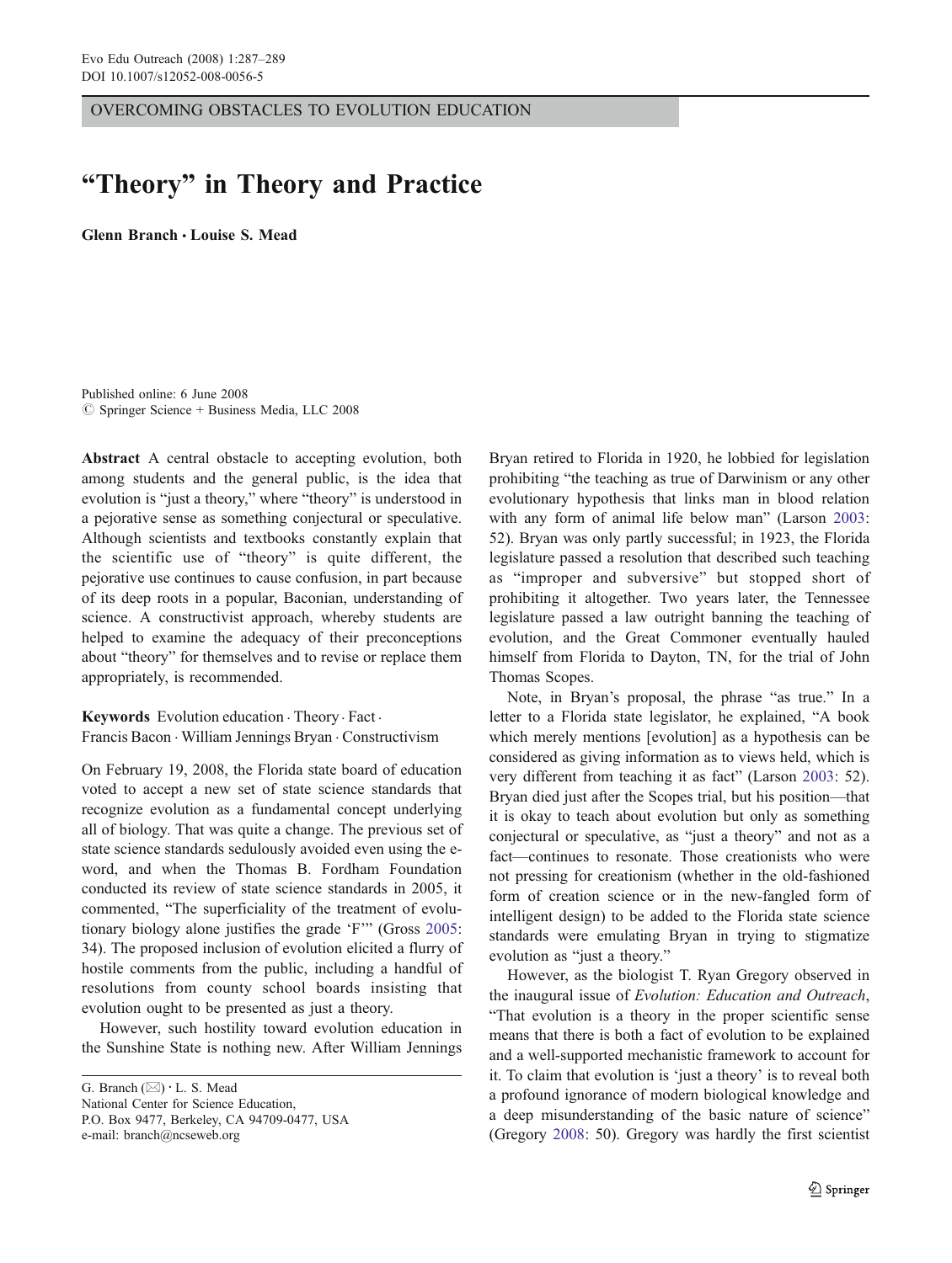OVERCOMING OBSTACLES TO EVOLUTION EDUCATION

# "Theory" in Theory and Practice

**Glenn Branch · Louise S. Mead**

Published online: 6 June 2008
© Springer Science + Business Media, LLC 2008

**Abstract** A central obstacle to accepting evolution, both among students and the general public, is the idea that evolution is "just a theory," where "theory" is understood in a pejorative sense as something conjectural or speculative. Although scientists and textbooks constantly explain that the scientific use of "theory" is quite different, the pejorative use continues to cause confusion, in part because of its deep roots in a popular, Baconian, understanding of science. A constructivist approach, whereby students are helped to examine the adequacy of their preconceptions about "theory" for themselves and to revise or replace them appropriately, is recommended.

**Keywords** Evolution education · Theory · Fact · Francis Bacon · William Jennings Bryan · Constructivism

On February 19, 2008, the Florida state board of education voted to accept a new set of state science standards that recognize evolution as a fundamental concept underlying all of biology. That was quite a change. The previous set of state science standards sedulously avoided even using the e-word, and when the Thomas B. Fordham Foundation conducted its review of state science standards in 2005, it commented, "The superficiality of the treatment of evolutionary biology alone justifies the grade 'F'" (Gross 2005: 34). The proposed inclusion of evolution elicited a flurry of hostile comments from the public, including a handful of resolutions from county school boards insisting that evolution ought to be presented as just a theory.

However, such hostility toward evolution education in the Sunshine State is nothing new. After William Jennings Bryan retired to Florida in 1920, he lobbied for legislation prohibiting "the teaching as true of Darwinism or any other evolutionary hypothesis that links man in blood relation with any form of animal life below man" (Larson 2003: 52). Bryan was only partly successful; in 1923, the Florida legislature passed a resolution that described such teaching as "improper and subversive" but stopped short of prohibiting it altogether. Two years later, the Tennessee legislature passed a law outright banning the teaching of evolution, and the Great Commoner eventually hauled himself from Florida to Dayton, TN, for the trial of John Thomas Scopes.

Note, in Bryan's proposal, the phrase "as true." In a letter to a Florida state legislator, he explained, "A book which merely mentions [evolution] as a hypothesis can be considered as giving information as to views held, which is very different from teaching it as fact" (Larson 2003: 52). Bryan died just after the Scopes trial, but his position—that it is okay to teach about evolution but only as something conjectural or speculative, as "just a theory" and not as a fact—continues to resonate. Those creationists who were not pressing for creationism (whether in the old-fashioned form of creation science or in the new-fangled form of intelligent design) to be added to the Florida state science standards were emulating Bryan in trying to stigmatize evolution as "just a theory."

However, as the biologist T. Ryan Gregory observed in the inaugural issue of *Evolution: Education and Outreach*, "That evolution is a theory in the proper scientific sense means that there is both a fact of evolution to be explained and a well-supported mechanistic framework to account for it. To claim that evolution is 'just a theory' is to reveal both a profound ignorance of modern biological knowledge and a deep misunderstanding of the basic nature of science" (Gregory 2008: 50). Gregory was hardly the first scientist

G. Branch (✉) · L. S. Mead
National Center for Science Education,
P.O. Box 9477, Berkeley, CA 94709-0477, USA
e-mail: branch@ncseweb.org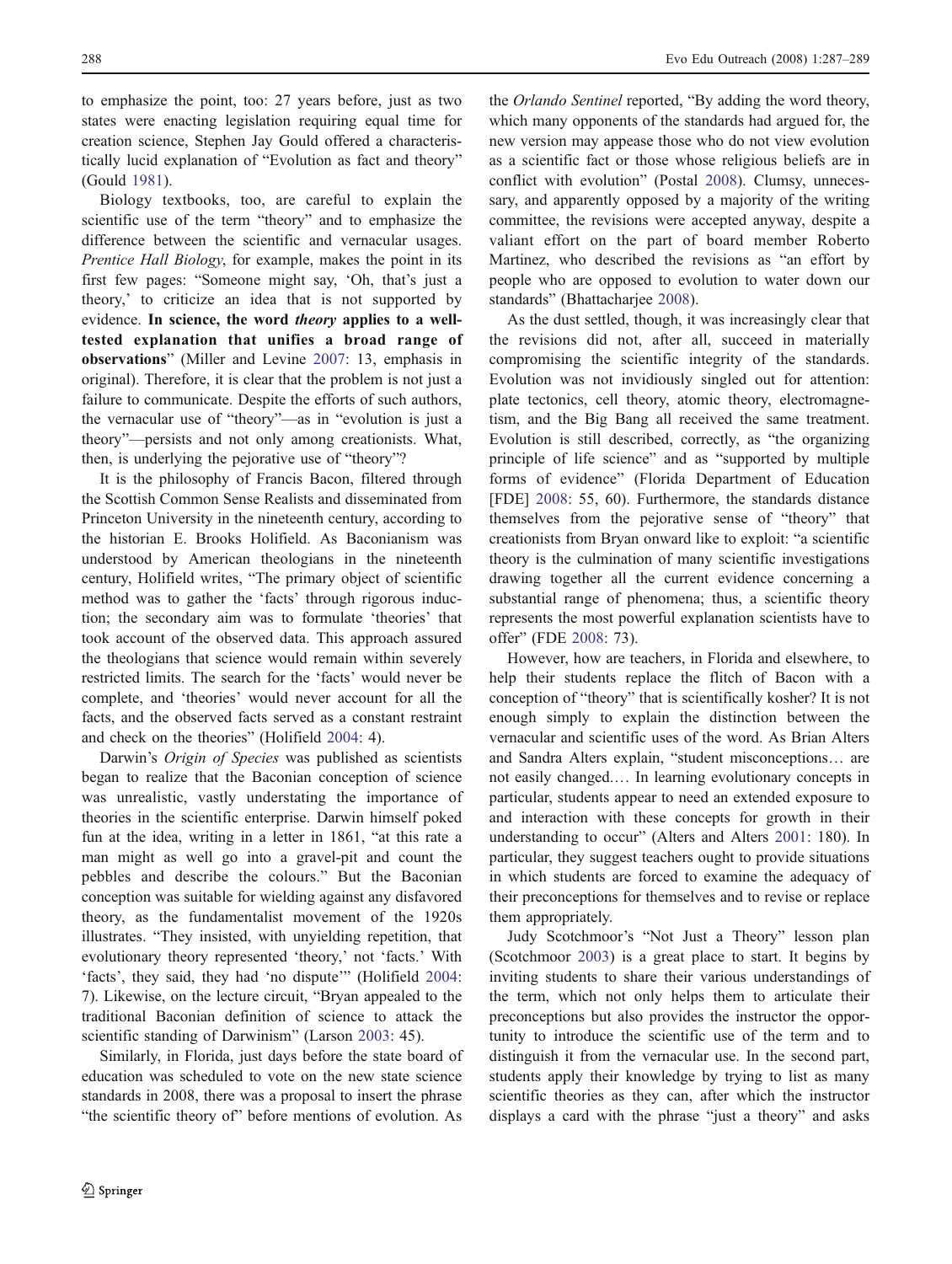to emphasize the point, too: 27 years before, just as two states were enacting legislation requiring equal time for creation science, Stephen Jay Gould offered a characteristically lucid explanation of "Evolution as fact and theory" (Gould 1981).

Biology textbooks, too, are careful to explain the scientific use of the term "theory" and to emphasize the difference between the scientific and vernacular usages. *Prentice Hall Biology*, for example, makes the point in its first few pages: "Someone might say, 'Oh, that's just a theory,' to criticize an idea that is not supported by evidence. **In science, the word *theory* applies to a well-tested explanation that unifies a broad range of observations**" (Miller and Levine 2007: 13, emphasis in original). Therefore, it is clear that the problem is not just a failure to communicate. Despite the efforts of such authors, the vernacular use of "theory"—as in "evolution is just a theory"—persists and not only among creationists. What, then, is underlying the pejorative use of "theory"?

It is the philosophy of Francis Bacon, filtered through the Scottish Common Sense Realists and disseminated from Princeton University in the nineteenth century, according to the historian E. Brooks Holifield. As Baconianism was understood by American theologians in the nineteenth century, Holifield writes, "The primary object of scientific method was to gather the 'facts' through rigorous induction; the secondary aim was to formulate 'theories' that took account of the observed data. This approach assured the theologians that science would remain within severely restricted limits. The search for the 'facts' would never be complete, and 'theories' would never account for all the facts, and the observed facts served as a constant restraint and check on the theories" (Holifield 2004: 4).

Darwin's *Origin of Species* was published as scientists began to realize that the Baconian conception of science was unrealistic, vastly understating the importance of theories in the scientific enterprise. Darwin himself poked fun at the idea, writing in a letter in 1861, "at this rate a man might as well go into a gravel-pit and count the pebbles and describe the colours." But the Baconian conception was suitable for wielding against any disfavored theory, as the fundamentalist movement of the 1920s illustrates. "They insisted, with unyielding repetition, that evolutionary theory represented 'theory,' not 'facts.' With 'facts', they said, they had 'no dispute'" (Holifield 2004: 7). Likewise, on the lecture circuit, "Bryan appealed to the traditional Baconian definition of science to attack the scientific standing of Darwinism" (Larson 2003: 45).

Similarly, in Florida, just days before the state board of education was scheduled to vote on the new state science standards in 2008, there was a proposal to insert the phrase "the scientific theory of" before mentions of evolution. As the *Orlando Sentinel* reported, "By adding the word theory, which many opponents of the standards had argued for, the new version may appease those who do not view evolution as a scientific fact or those whose religious beliefs are in conflict with evolution" (Postal 2008). Clumsy, unnecessary, and apparently opposed by a majority of the writing committee, the revisions were accepted anyway, despite a valiant effort on the part of board member Roberto Martinez, who described the revisions as "an effort by people who are opposed to evolution to water down our standards" (Bhattacharjee 2008).

As the dust settled, though, it was increasingly clear that the revisions did not, after all, succeed in materially compromising the scientific integrity of the standards. Evolution was not invidiously singled out for attention: plate tectonics, cell theory, atomic theory, electromagnetism, and the Big Bang all received the same treatment. Evolution is still described, correctly, as "the organizing principle of life science" and as "supported by multiple forms of evidence" (Florida Department of Education [FDE] 2008: 55, 60). Furthermore, the standards distance themselves from the pejorative sense of "theory" that creationists from Bryan onward like to exploit: "a scientific theory is the culmination of many scientific investigations drawing together all the current evidence concerning a substantial range of phenomena; thus, a scientific theory represents the most powerful explanation scientists have to offer" (FDE 2008: 73).

However, how are teachers, in Florida and elsewhere, to help their students replace the flitch of Bacon with a conception of "theory" that is scientifically kosher? It is not enough simply to explain the distinction between the vernacular and scientific uses of the word. As Brian Alters and Sandra Alters explain, "student misconceptions… are not easily changed.… In learning evolutionary concepts in particular, students appear to need an extended exposure to and interaction with these concepts for growth in their understanding to occur" (Alters and Alters 2001: 180). In particular, they suggest teachers ought to provide situations in which students are forced to examine the adequacy of their preconceptions for themselves and to revise or replace them appropriately.

Judy Scotchmoor's "Not Just a Theory" lesson plan (Scotchmoor 2003) is a great place to start. It begins by inviting students to share their various understandings of the term, which not only helps them to articulate their preconceptions but also provides the instructor the opportunity to introduce the scientific use of the term and to distinguish it from the vernacular use. In the second part, students apply their knowledge by trying to list as many scientific theories as they can, after which the instructor displays a card with the phrase "just a theory" and asks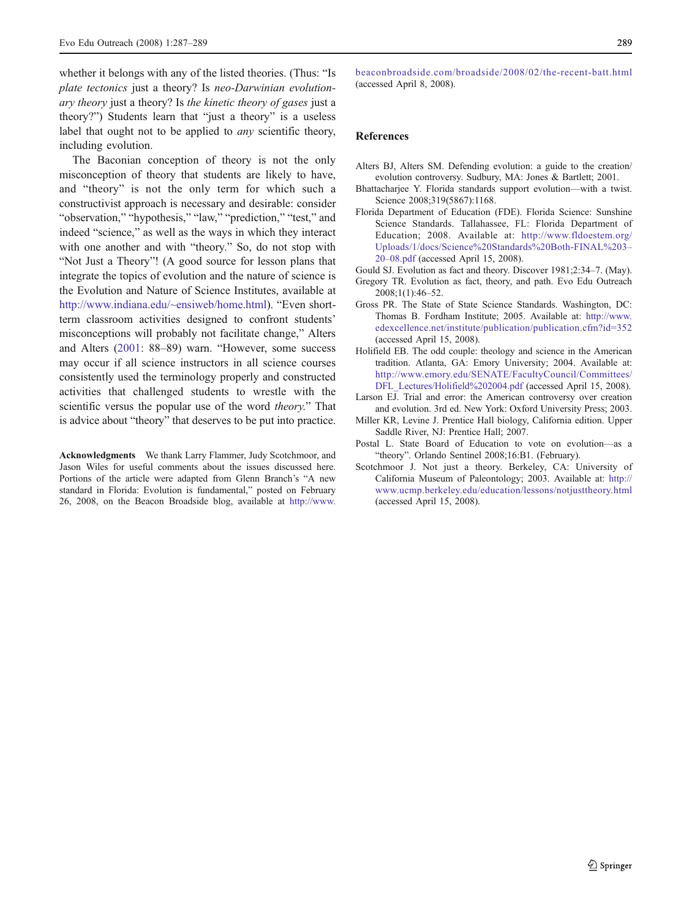whether it belongs with any of the listed theories. (Thus: "Is *plate tectonics* just a theory? Is *neo-Darwinian evolutionary theory* just a theory? Is *the kinetic theory of gases* just a theory?") Students learn that "just a theory" is a useless label that ought not to be applied to *any* scientific theory, including evolution.

The Baconian conception of theory is not the only misconception of theory that students are likely to have, and "theory" is not the only term for which such a constructivist approach is necessary and desirable: consider "observation," "hypothesis," "law," "prediction," "test," and indeed "science," as well as the ways in which they interact with one another and with "theory." So, do not stop with "Not Just a Theory"! (A good source for lesson plans that integrate the topics of evolution and the nature of science is the Evolution and Nature of Science Institutes, available at http://www.indiana.edu/~ensiweb/home.html). "Even short-term classroom activities designed to confront students' misconceptions will probably not facilitate change," Alters and Alters (2001: 88–89) warn. "However, some success may occur if all science instructors in all science courses consistently used the terminology properly and constructed activities that challenged students to wrestle with the scientific versus the popular use of the word *theory*." That is advice about "theory" that deserves to be put into practice.

**Acknowledgments** We thank Larry Flammer, Judy Scotchmoor, and Jason Wiles for useful comments about the issues discussed here. Portions of the article were adapted from Glenn Branch's "A new standard in Florida: Evolution is fundamental," posted on February 26, 2008, on the Beacon Broadside blog, available at http://www.beaconbroadside.com/broadside/2008/02/the-recent-batt.html (accessed April 8, 2008).

## References

Alters BJ, Alters SM. Defending evolution: a guide to the creation/evolution controversy. Sudbury, MA: Jones & Bartlett; 2001.

Bhattacharjee Y. Florida standards support evolution—with a twist. Science 2008;319(5867):1168.

Florida Department of Education (FDE). Florida Science: Sunshine Science Standards. Tallahassee, FL: Florida Department of Education; 2008. Available at: http://www.fldoestem.org/Uploads/1/docs/Science%20Standards%20Both-FINAL%203–20–08.pdf (accessed April 15, 2008).

Gould SJ. Evolution as fact and theory. Discover 1981;2:34–7. (May).

Gregory TR. Evolution as fact, theory, and path. Evo Edu Outreach 2008;1(1):46–52.

Gross PR. The State of State Science Standards. Washington, DC: Thomas B. Fordham Institute; 2005. Available at: http://www.edexcellence.net/institute/publication/publication.cfm?id=352 (accessed April 15, 2008).

Holifield EB. The odd couple: theology and science in the American tradition. Atlanta, GA: Emory University; 2004. Available at: http://www.emory.edu/SENATE/FacultyCouncil/Committees/DFL_Lectures/Holifield%202004.pdf (accessed April 15, 2008).

Larson EJ. Trial and error: the American controversy over creation and evolution. 3rd ed. New York: Oxford University Press; 2003.

Miller KR, Levine J. Prentice Hall biology, California edition. Upper Saddle River, NJ: Prentice Hall; 2007.

Postal L. State Board of Education to vote on evolution—as a "theory". Orlando Sentinel 2008;16:B1. (February).

Scotchmoor J. Not just a theory. Berkeley, CA: University of California Museum of Paleontology; 2003. Available at: http://www.ucmp.berkeley.edu/education/lessons/notjusttheory.html (accessed April 15, 2008).